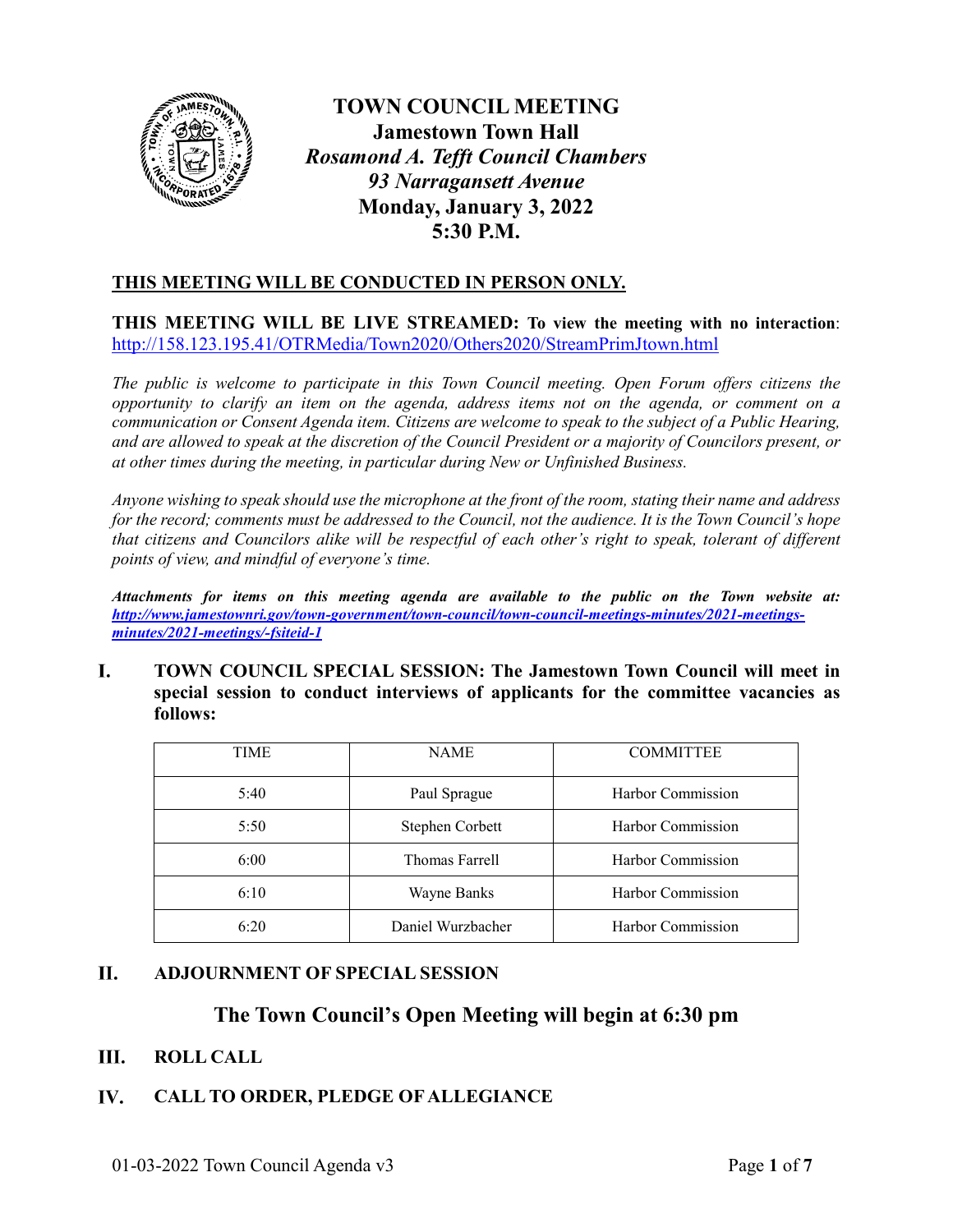# TOWN COUNCIL MEETING

**Jamestown Town Hall**
***Rosamond A. Tefft Council Chambers***
***93 Narragansett Avenue***
**Monday, January 3, 2022**
**5:30 P.M.**

**THIS MEETING WILL BE CONDUCTED IN PERSON ONLY.**

**THIS MEETING WILL BE LIVE STREAMED: To view the meeting with no interaction**: http://158.123.195.41/OTRMedia/Town2020/Others2020/StreamPrimJtown.html

*The public is welcome to participate in this Town Council meeting. Open Forum offers citizens the opportunity to clarify an item on the agenda, address items not on the agenda, or comment on a communication or Consent Agenda item. Citizens are welcome to speak to the subject of a Public Hearing, and are allowed to speak at the discretion of the Council President or a majority of Councilors present, or at other times during the meeting, in particular during New or Unfinished Business.*

*Anyone wishing to speak should use the microphone at the front of the room, stating their name and address for the record; comments must be addressed to the Council, not the audience. It is the Town Council's hope that citizens and Councilors alike will be respectful of each other's right to speak, tolerant of different points of view, and mindful of everyone's time.*

***Attachments for items on this meeting agenda are available to the public on the Town website at: http://www.jamestownri.gov/town-government/town-council/town-council-meetings-minutes/2021-meetings-minutes/2021-meetings/-fsiteid-1***

## I. TOWN COUNCIL SPECIAL SESSION: The Jamestown Town Council will meet in special session to conduct interviews of applicants for the committee vacancies as follows:

| TIME | NAME | COMMITTEE |
|---|---|---|
| 5:40 | Paul Sprague | Harbor Commission |
| 5:50 | Stephen Corbett | Harbor Commission |
| 6:00 | Thomas Farrell | Harbor Commission |
| 6:10 | Wayne Banks | Harbor Commission |
| 6:20 | Daniel Wurzbacher | Harbor Commission |

## II. ADJOURNMENT OF SPECIAL SESSION

## The Town Council's Open Meeting will begin at 6:30 pm

## III. ROLL CALL

## IV. CALL TO ORDER, PLEDGE OF ALLEGIANCE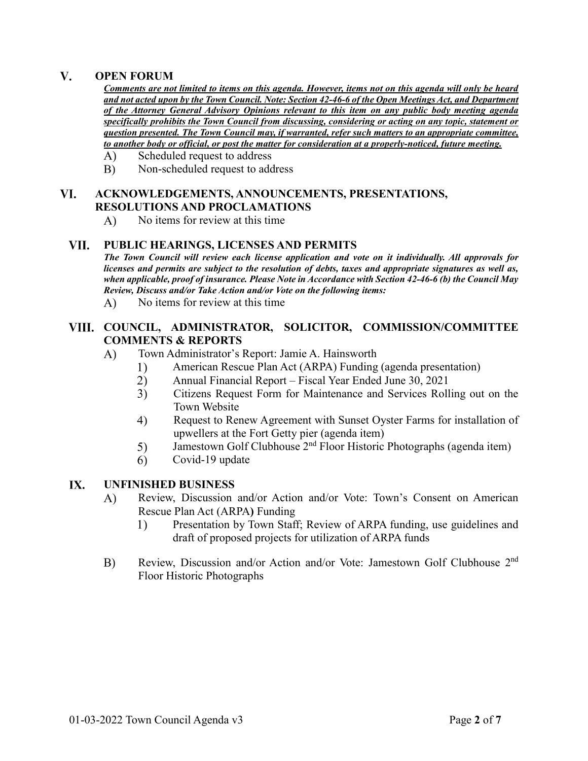## V. OPEN FORUM

***Comments are not limited to items on this agenda. However, items not on this agenda will only be heard and not acted upon by the Town Council. Note: Section 42-46-6 of the Open Meetings Act, and Department of the Attorney General Advisory Opinions relevant to this item on any public body meeting agenda specifically prohibits the Town Council from discussing, considering or acting on any topic, statement or question presented. The Town Council may, if warranted, refer such matters to an appropriate committee, to another body or official, or post the matter for consideration at a properly-noticed, future meeting.***

- A) Scheduled request to address
- B) Non-scheduled request to address

## VI. ACKNOWLEDGEMENTS, ANNOUNCEMENTS, PRESENTATIONS, RESOLUTIONS AND PROCLAMATIONS

- A) No items for review at this time

## VII. PUBLIC HEARINGS, LICENSES AND PERMITS

***The Town Council will review each license application and vote on it individually. All approvals for licenses and permits are subject to the resolution of debts, taxes and appropriate signatures as well as, when applicable, proof of insurance. Please Note in Accordance with Section 42-46-6 (b) the Council May Review, Discuss and/or Take Action and/or Vote on the following items:***

- A) No items for review at this time

## VIII. COUNCIL, ADMINISTRATOR, SOLICITOR, COMMISSION/COMMITTEE COMMENTS & REPORTS

- A) Town Administrator's Report: Jamie A. Hainsworth
  - 1) American Rescue Plan Act (ARPA) Funding (agenda presentation)
  - 2) Annual Financial Report – Fiscal Year Ended June 30, 2021
  - 3) Citizens Request Form for Maintenance and Services Rolling out on the Town Website
  - 4) Request to Renew Agreement with Sunset Oyster Farms for installation of upwellers at the Fort Getty pier (agenda item)
  - 5) Jamestown Golf Clubhouse 2nd Floor Historic Photographs (agenda item)
  - 6) Covid-19 update

## IX. UNFINISHED BUSINESS

- A) Review, Discussion and/or Action and/or Vote: Town's Consent on American Rescue Plan Act (ARPA) Funding
  - 1) Presentation by Town Staff; Review of ARPA funding, use guidelines and draft of proposed projects for utilization of ARPA funds
- B) Review, Discussion and/or Action and/or Vote: Jamestown Golf Clubhouse 2nd Floor Historic Photographs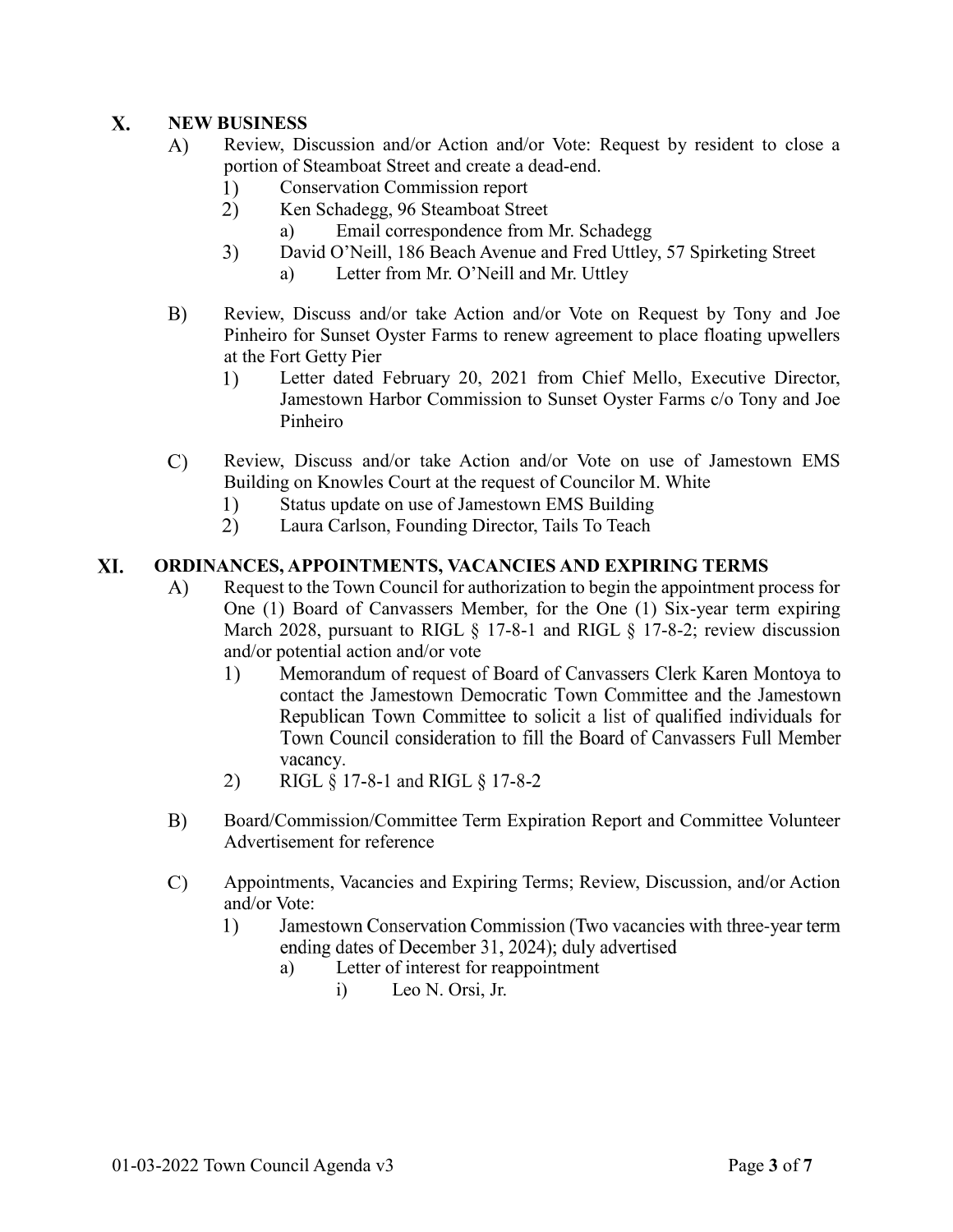## X. NEW BUSINESS

A) Review, Discussion and/or Action and/or Vote: Request by resident to close a portion of Steamboat Street and create a dead-end.

1) Conservation Commission report

2) Ken Schadegg, 96 Steamboat Street

   a) Email correspondence from Mr. Schadegg

3) David O'Neill, 186 Beach Avenue and Fred Uttley, 57 Spirketing Street

   a) Letter from Mr. O'Neill and Mr. Uttley

B) Review, Discuss and/or take Action and/or Vote on Request by Tony and Joe Pinheiro for Sunset Oyster Farms to renew agreement to place floating upwellers at the Fort Getty Pier

1) Letter dated February 20, 2021 from Chief Mello, Executive Director, Jamestown Harbor Commission to Sunset Oyster Farms c/o Tony and Joe Pinheiro

C) Review, Discuss and/or take Action and/or Vote on use of Jamestown EMS Building on Knowles Court at the request of Councilor M. White

1) Status update on use of Jamestown EMS Building

2) Laura Carlson, Founding Director, Tails To Teach

## XI. ORDINANCES, APPOINTMENTS, VACANCIES AND EXPIRING TERMS

A) Request to the Town Council for authorization to begin the appointment process for One (1) Board of Canvassers Member, for the One (1) Six-year term expiring March 2028, pursuant to RIGL § 17-8-1 and RIGL § 17-8-2; review discussion and/or potential action and/or vote

1) Memorandum of request of Board of Canvassers Clerk Karen Montoya to contact the Jamestown Democratic Town Committee and the Jamestown Republican Town Committee to solicit a list of qualified individuals for Town Council consideration to fill the Board of Canvassers Full Member vacancy.

2) RIGL § 17-8-1 and RIGL § 17-8-2

B) Board/Commission/Committee Term Expiration Report and Committee Volunteer Advertisement for reference

C) Appointments, Vacancies and Expiring Terms; Review, Discussion, and/or Action and/or Vote:

1) Jamestown Conservation Commission (Two vacancies with three-year term ending dates of December 31, 2024); duly advertised

   a) Letter of interest for reappointment

      i) Leo N. Orsi, Jr.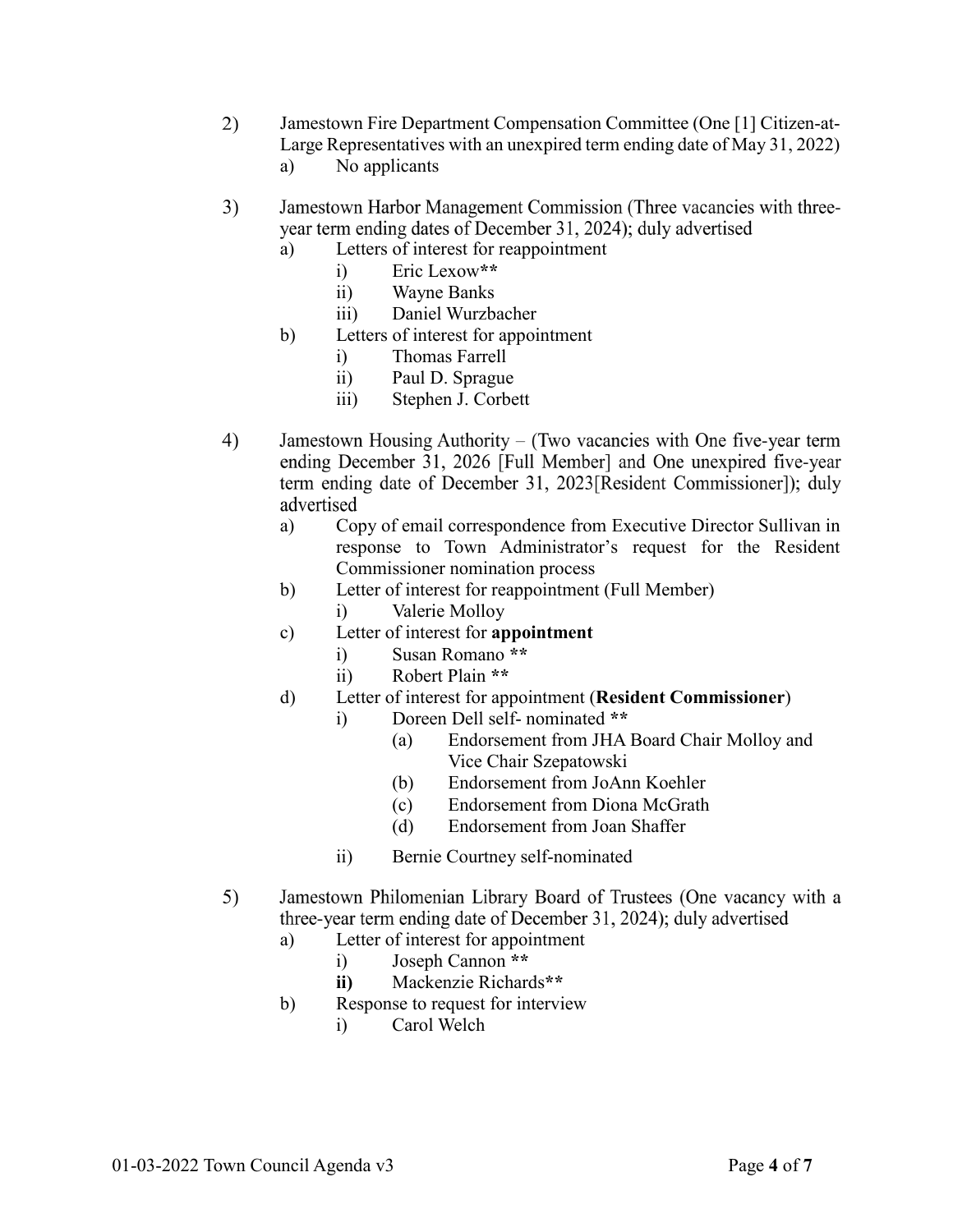2) Jamestown Fire Department Compensation Committee (One [1] Citizen-at-Large Representatives with an unexpired term ending date of May 31, 2022)
   a) No applicants

3) Jamestown Harbor Management Commission (Three vacancies with three-year term ending dates of December 31, 2024); duly advertised
   a) Letters of interest for reappointment
      i) Eric Lexow**
      ii) Wayne Banks
      iii) Daniel Wurzbacher
   b) Letters of interest for appointment
      i) Thomas Farrell
      ii) Paul D. Sprague
      iii) Stephen J. Corbett

4) Jamestown Housing Authority – (Two vacancies with One five-year term ending December 31, 2026 [Full Member] and One unexpired five-year term ending date of December 31, 2023[Resident Commissioner]); duly advertised
   a) Copy of email correspondence from Executive Director Sullivan in response to Town Administrator's request for the Resident Commissioner nomination process
   b) Letter of interest for reappointment (Full Member)
      i) Valerie Molloy
   c) Letter of interest for **appointment**
      i) Susan Romano **
      ii) Robert Plain **
   d) Letter of interest for appointment (**Resident Commissioner**)
      i) Doreen Dell self- nominated **
         (a) Endorsement from JHA Board Chair Molloy and Vice Chair Szepatowski
         (b) Endorsement from JoAnn Koehler
         (c) Endorsement from Diona McGrath
         (d) Endorsement from Joan Shaffer
      ii) Bernie Courtney self-nominated

5) Jamestown Philomenian Library Board of Trustees (One vacancy with a three-year term ending date of December 31, 2024); duly advertised
   a) Letter of interest for appointment
      i) Joseph Cannon **
      **ii)** Mackenzie Richards**
   b) Response to request for interview
      i) Carol Welch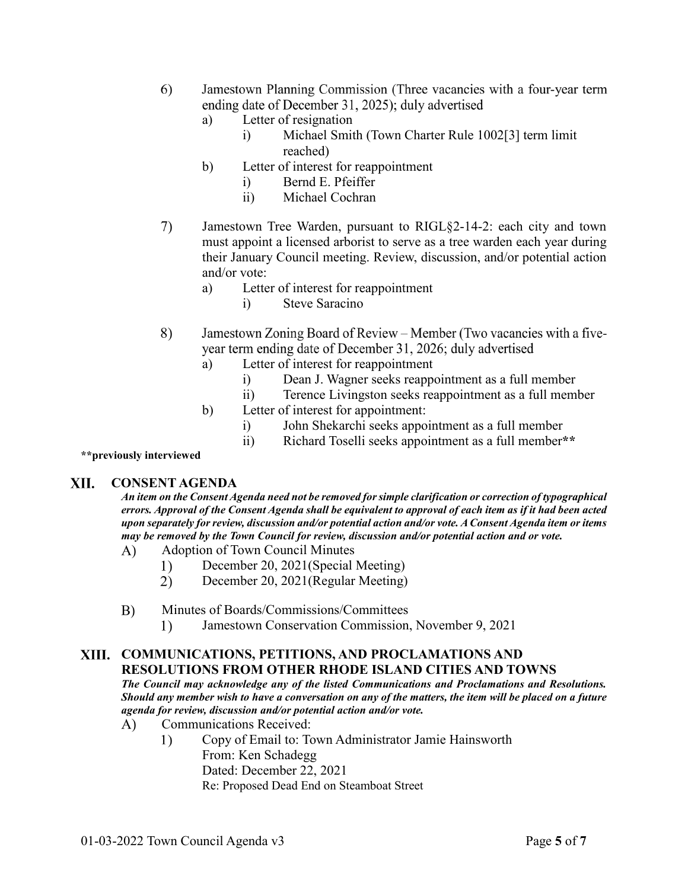6) Jamestown Planning Commission (Three vacancies with a four-year term ending date of December 31, 2025); duly advertised
   a) Letter of resignation
      i) Michael Smith (Town Charter Rule 1002[3] term limit reached)
   b) Letter of interest for reappointment
      i) Bernd E. Pfeiffer
      ii) Michael Cochran

7) Jamestown Tree Warden, pursuant to RIGL§2-14-2: each city and town must appoint a licensed arborist to serve as a tree warden each year during their January Council meeting. Review, discussion, and/or potential action and/or vote:
   a) Letter of interest for reappointment
      i) Steve Saracino

8) Jamestown Zoning Board of Review – Member (Two vacancies with a five-year term ending date of December 31, 2026; duly advertised
   a) Letter of interest for reappointment
      i) Dean J. Wagner seeks reappointment as a full member
      ii) Terence Livingston seeks reappointment as a full member
   b) Letter of interest for appointment:
      i) John Shekarchi seeks appointment as a full member
      ii) Richard Toselli seeks appointment as a full member**

**\*\*previously interviewed**

## XII. CONSENT AGENDA

***An item on the Consent Agenda need not be removed for simple clarification or correction of typographical errors. Approval of the Consent Agenda shall be equivalent to approval of each item as if it had been acted upon separately for review, discussion and/or potential action and/or vote. A Consent Agenda item or items may be removed by the Town Council for review, discussion and/or potential action and or vote.***

A) Adoption of Town Council Minutes
   1) December 20, 2021(Special Meeting)
   2) December 20, 2021(Regular Meeting)

B) Minutes of Boards/Commissions/Committees
   1) Jamestown Conservation Commission, November 9, 2021

## XIII. COMMUNICATIONS, PETITIONS, AND PROCLAMATIONS AND RESOLUTIONS FROM OTHER RHODE ISLAND CITIES AND TOWNS

***The Council may acknowledge any of the listed Communications and Proclamations and Resolutions. Should any member wish to have a conversation on any of the matters, the item will be placed on a future agenda for review, discussion and/or potential action and/or vote.***

A) Communications Received:
   1) Copy of Email to: Town Administrator Jamie Hainsworth
      From: Ken Schadegg
      Dated: December 22, 2021
      Re: Proposed Dead End on Steamboat Street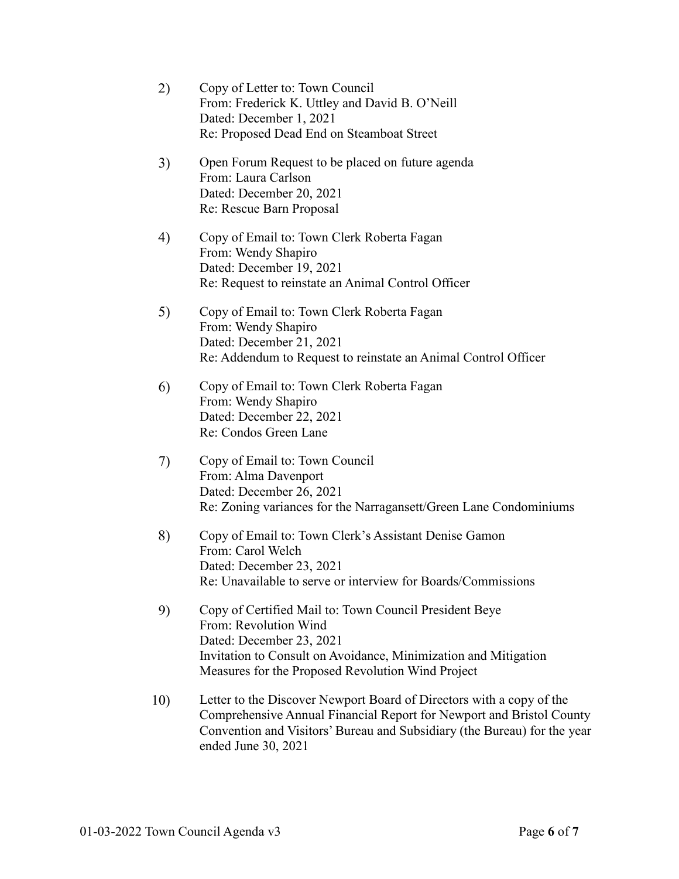2) Copy of Letter to: Town Council
From: Frederick K. Uttley and David B. O'Neill
Dated: December 1, 2021
Re: Proposed Dead End on Steamboat Street

3) Open Forum Request to be placed on future agenda
From: Laura Carlson
Dated: December 20, 2021
Re: Rescue Barn Proposal

4) Copy of Email to: Town Clerk Roberta Fagan
From: Wendy Shapiro
Dated: December 19, 2021
Re: Request to reinstate an Animal Control Officer

5) Copy of Email to: Town Clerk Roberta Fagan
From: Wendy Shapiro
Dated: December 21, 2021
Re: Addendum to Request to reinstate an Animal Control Officer

6) Copy of Email to: Town Clerk Roberta Fagan
From: Wendy Shapiro
Dated: December 22, 2021
Re: Condos Green Lane

7) Copy of Email to: Town Council
From: Alma Davenport
Dated: December 26, 2021
Re: Zoning variances for the Narragansett/Green Lane Condominiums

8) Copy of Email to: Town Clerk's Assistant Denise Gamon
From: Carol Welch
Dated: December 23, 2021
Re: Unavailable to serve or interview for Boards/Commissions

9) Copy of Certified Mail to: Town Council President Beye
From: Revolution Wind
Dated: December 23, 2021
Invitation to Consult on Avoidance, Minimization and Mitigation Measures for the Proposed Revolution Wind Project

10) Letter to the Discover Newport Board of Directors with a copy of the Comprehensive Annual Financial Report for Newport and Bristol County Convention and Visitors' Bureau and Subsidiary (the Bureau) for the year ended June 30, 2021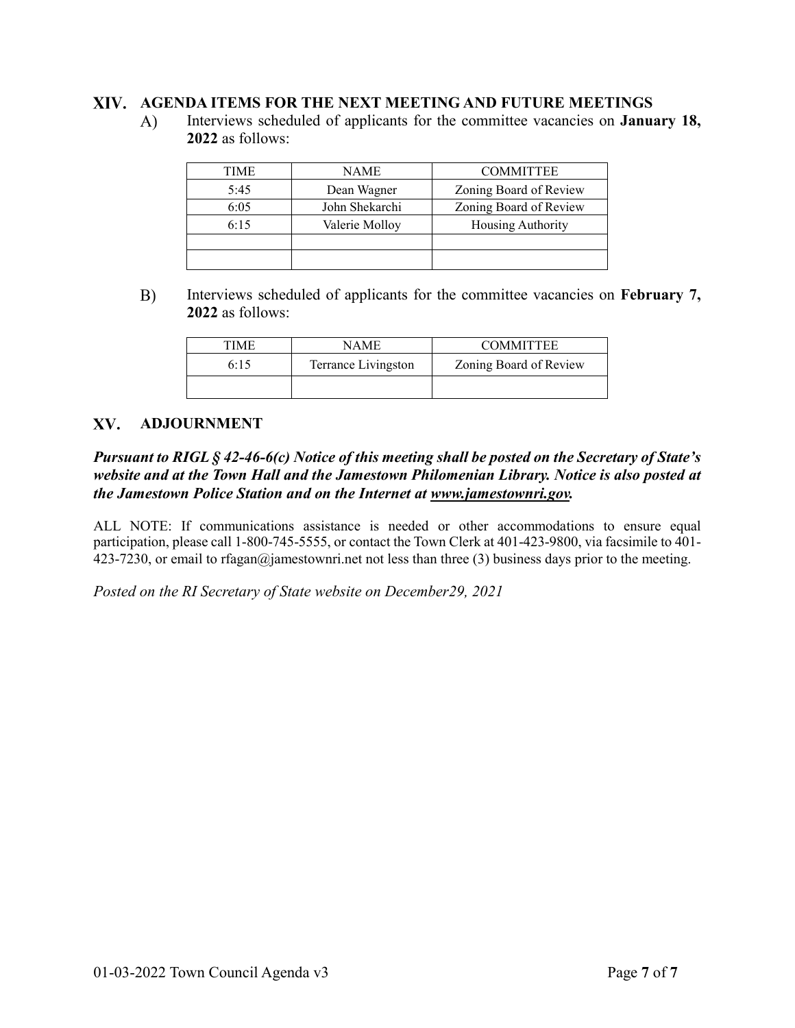## XIV. AGENDA ITEMS FOR THE NEXT MEETING AND FUTURE MEETINGS

A) Interviews scheduled of applicants for the committee vacancies on **January 18, 2022** as follows:

| TIME | NAME | COMMITTEE |
|---|---|---|
| 5:45 | Dean Wagner | Zoning Board of Review |
| 6:05 | John Shekarchi | Zoning Board of Review |
| 6:15 | Valerie Molloy | Housing Authority |
| | | |
| | | |

B) Interviews scheduled of applicants for the committee vacancies on **February 7, 2022** as follows:

| TIME | NAME | COMMITTEE |
|---|---|---|
| 6:15 | Terrance Livingston | Zoning Board of Review |
| | | |

## XV. ADJOURNMENT

***Pursuant to RIGL § 42-46-6(c) Notice of this meeting shall be posted on the Secretary of State's website and at the Town Hall and the Jamestown Philomenian Library. Notice is also posted at the Jamestown Police Station and on the Internet at www.jamestownri.gov.***

ALL NOTE: If communications assistance is needed or other accommodations to ensure equal participation, please call 1-800-745-5555, or contact the Town Clerk at 401-423-9800, via facsimile to 401-423-7230, or email to rfagan@jamestownri.net not less than three (3) business days prior to the meeting.

*Posted on the RI Secretary of State website on December29, 2021*